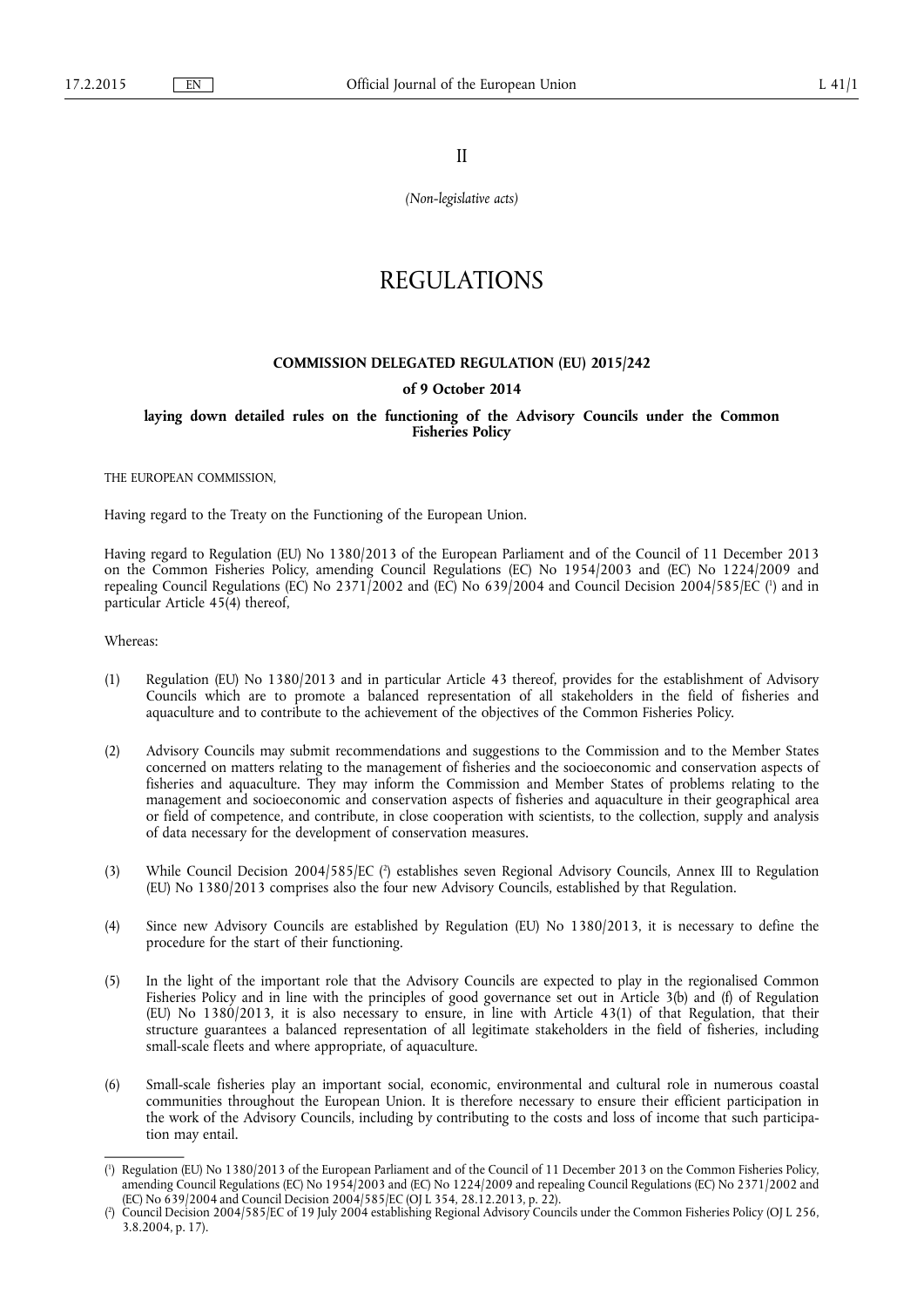II

*(Non-legislative acts)*

# REGULATIONS

## COMMISSION DELEGATED REGULATION (EU) 2015/242

### of 9 October 2014

### laying down detailed rules on the functioning of the Advisory Councils under the Common Fisheries Policy

THE EUROPEAN COMMISSION,

Having regard to the Treaty on the Functioning of the European Union.

Having regard to Regulation (EU) No 1380/2013 of the European Parliament and of the Council of 11 December 2013 on the Common Fisheries Policy, amending Council Regulations (EC) No 1954/2003 and (EC) No 1224/2009 and repealing Council Regulations (EC) No 2371/2002 and (EC) No 639/2004 and Council Decision 2004/585/EC [1] and in particular Article 45(4) thereof,

Whereas:

(1) Regulation (EU) No 1380/2013 and in particular Article 43 thereof, provides for the establishment of Advisory Councils which are to promote a balanced representation of all stakeholders in the field of fisheries and aquaculture and to contribute to the achievement of the objectives of the Common Fisheries Policy.

(2) Advisory Councils may submit recommendations and suggestions to the Commission and to the Member States concerned on matters relating to the management of fisheries and the socioeconomic and conservation aspects of fisheries and aquaculture. They may inform the Commission and Member States of problems relating to the management and socioeconomic and conservation aspects of fisheries and aquaculture in their geographical area or field of competence, and contribute, in close cooperation with scientists, to the collection, supply and analysis of data necessary for the development of conservation measures.

(3) While Council Decision 2004/585/EC [2] establishes seven Regional Advisory Councils, Annex III to Regulation (EU) No 1380/2013 comprises also the four new Advisory Councils, established by that Regulation.

(4) Since new Advisory Councils are established by Regulation (EU) No 1380/2013, it is necessary to define the procedure for the start of their functioning.

(5) In the light of the important role that the Advisory Councils are expected to play in the regionalised Common Fisheries Policy and in line with the principles of good governance set out in Article 3(b) and (f) of Regulation (EU) No 1380/2013, it is also necessary to ensure, in line with Article 43(1) of that Regulation, that their structure guarantees a balanced representation of all legitimate stakeholders in the field of fisheries, including small-scale fleets and where appropriate, of aquaculture.

(6) Small-scale fisheries play an important social, economic, environmental and cultural role in numerous coastal communities throughout the European Union. It is therefore necessary to ensure their efficient participation in the work of the Advisory Councils, including by contributing to the costs and loss of income that such participation may entail.

---

[1] Regulation (EU) No 1380/2013 of the European Parliament and of the Council of 11 December 2013 on the Common Fisheries Policy, amending Council Regulations (EC) No 1954/2003 and (EC) No 1224/2009 and repealing Council Regulations (EC) No 2371/2002 and (EC) No 639/2004 and Council Decision 2004/585/EC (OJ L 354, 28.12.2013, p. 22).

[2] Council Decision 2004/585/EC of 19 July 2004 establishing Regional Advisory Councils under the Common Fisheries Policy (OJ L 256, 3.8.2004, p. 17).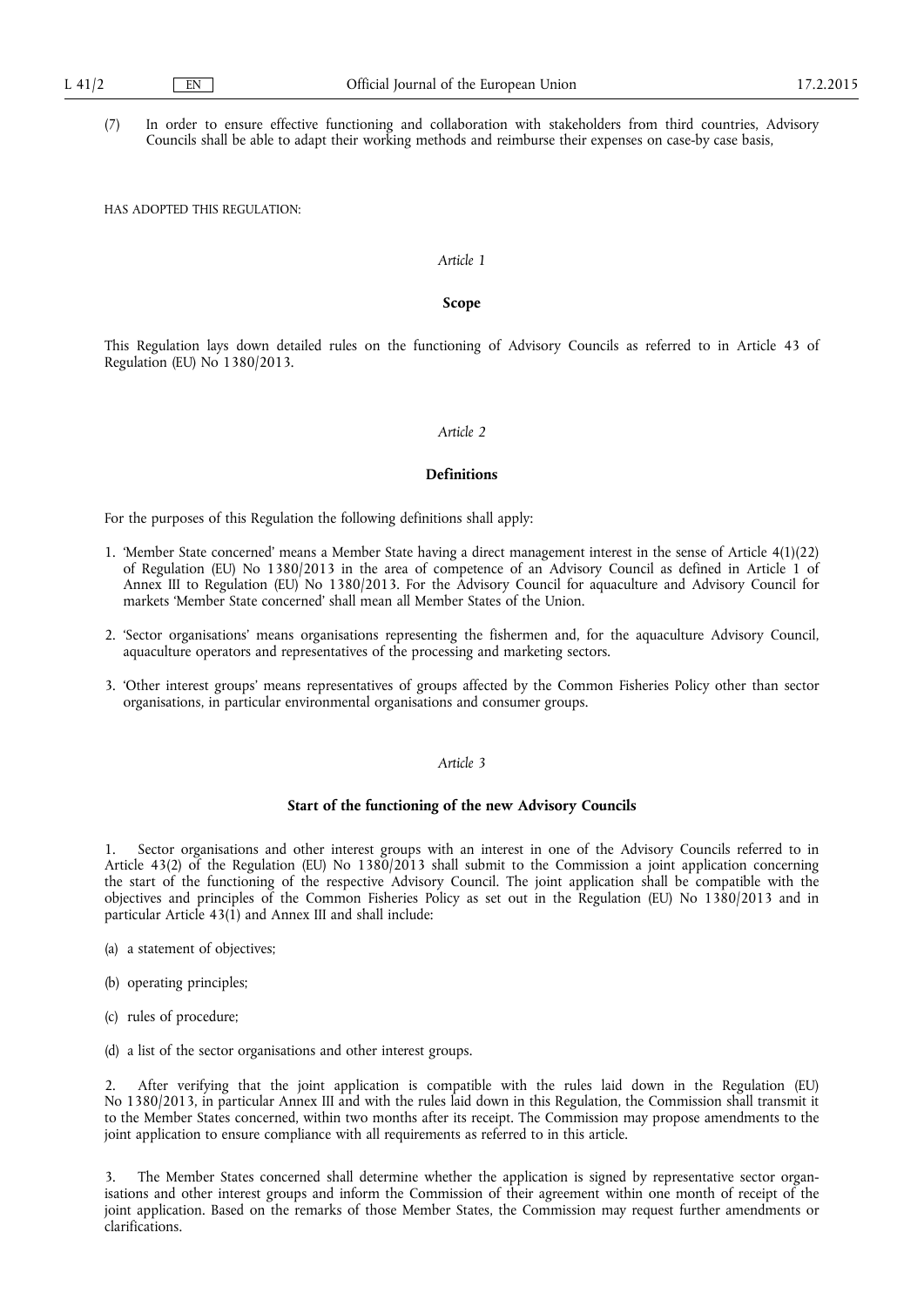(7) In order to ensure effective functioning and collaboration with stakeholders from third countries, Advisory Councils shall be able to adapt their working methods and reimburse their expenses on case-by case basis,

HAS ADOPTED THIS REGULATION:

*Article 1*

**Scope**

This Regulation lays down detailed rules on the functioning of Advisory Councils as referred to in Article 43 of Regulation (EU) No 1380/2013.

*Article 2*

**Definitions**

For the purposes of this Regulation the following definitions shall apply:

1. 'Member State concerned' means a Member State having a direct management interest in the sense of Article 4(1)(22) of Regulation (EU) No 1380/2013 in the area of competence of an Advisory Council as defined in Article 1 of Annex III to Regulation (EU) No 1380/2013. For the Advisory Council for aquaculture and Advisory Council for markets 'Member State concerned' shall mean all Member States of the Union.

2. 'Sector organisations' means organisations representing the fishermen and, for the aquaculture Advisory Council, aquaculture operators and representatives of the processing and marketing sectors.

3. 'Other interest groups' means representatives of groups affected by the Common Fisheries Policy other than sector organisations, in particular environmental organisations and consumer groups.

*Article 3*

**Start of the functioning of the new Advisory Councils**

1. Sector organisations and other interest groups with an interest in one of the Advisory Councils referred to in Article 43(2) of the Regulation (EU) No 1380/2013 shall submit to the Commission a joint application concerning the start of the functioning of the respective Advisory Council. The joint application shall be compatible with the objectives and principles of the Common Fisheries Policy as set out in the Regulation (EU) No 1380/2013 and in particular Article 43(1) and Annex III and shall include:

(a) a statement of objectives;

(b) operating principles;

(c) rules of procedure;

(d) a list of the sector organisations and other interest groups.

2. After verifying that the joint application is compatible with the rules laid down in the Regulation (EU) No 1380/2013, in particular Annex III and with the rules laid down in this Regulation, the Commission shall transmit it to the Member States concerned, within two months after its receipt. The Commission may propose amendments to the joint application to ensure compliance with all requirements as referred to in this article.

3. The Member States concerned shall determine whether the application is signed by representative sector organisations and other interest groups and inform the Commission of their agreement within one month of receipt of the joint application. Based on the remarks of those Member States, the Commission may request further amendments or clarifications.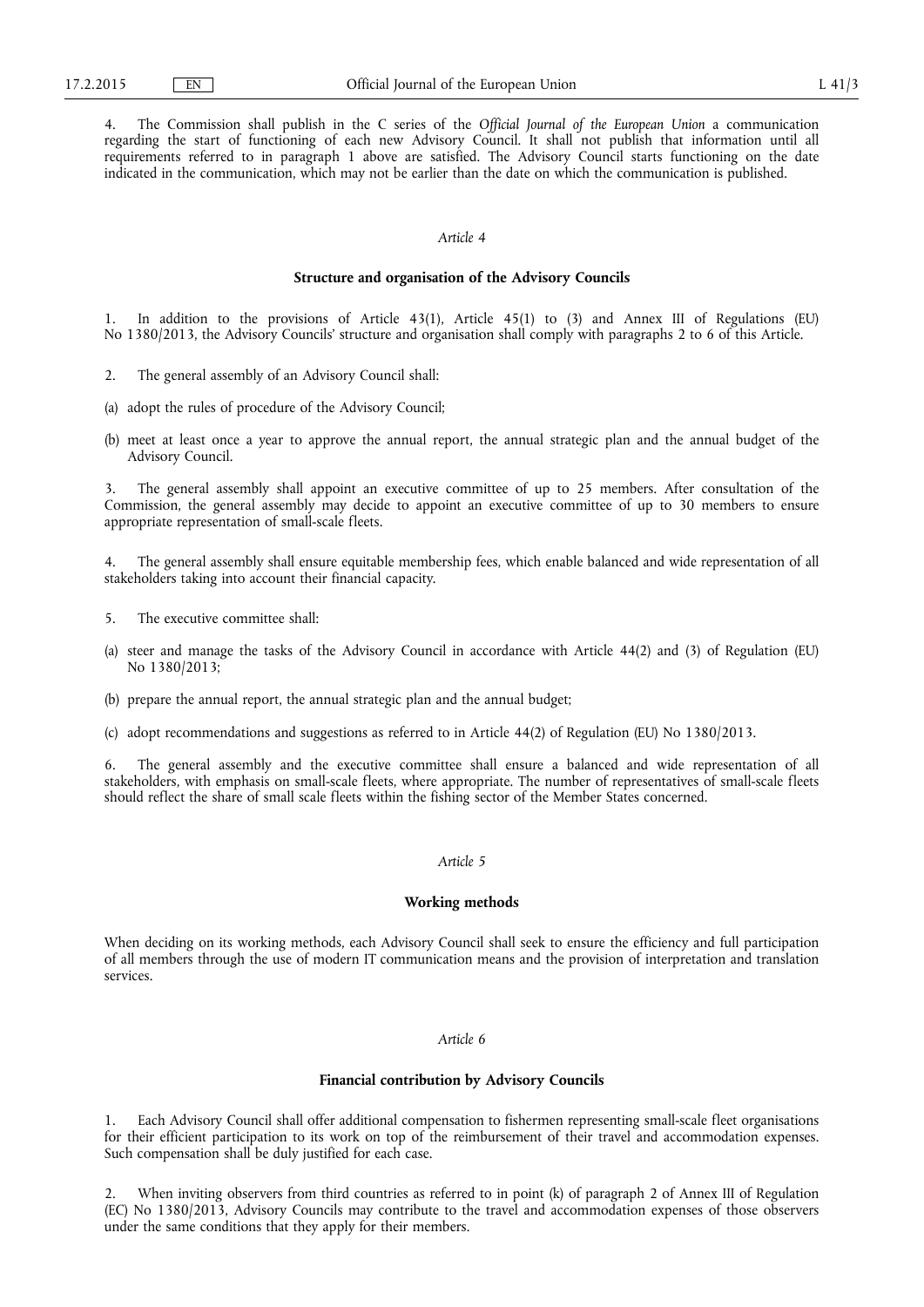4. The Commission shall publish in the C series of the *Official Journal of the European Union* a communication regarding the start of functioning of each new Advisory Council. It shall not publish that information until all requirements referred to in paragraph 1 above are satisfied. The Advisory Council starts functioning on the date indicated in the communication, which may not be earlier than the date on which the communication is published.

*Article 4*

**Structure and organisation of the Advisory Councils**

1. In addition to the provisions of Article 43(1), Article 45(1) to (3) and Annex III of Regulations (EU) No 1380/2013, the Advisory Councils' structure and organisation shall comply with paragraphs 2 to 6 of this Article.

2. The general assembly of an Advisory Council shall:

(a) adopt the rules of procedure of the Advisory Council;

(b) meet at least once a year to approve the annual report, the annual strategic plan and the annual budget of the Advisory Council.

3. The general assembly shall appoint an executive committee of up to 25 members. After consultation of the Commission, the general assembly may decide to appoint an executive committee of up to 30 members to ensure appropriate representation of small-scale fleets.

4. The general assembly shall ensure equitable membership fees, which enable balanced and wide representation of all stakeholders taking into account their financial capacity.

5. The executive committee shall:

(a) steer and manage the tasks of the Advisory Council in accordance with Article 44(2) and (3) of Regulation (EU) No 1380/2013;

(b) prepare the annual report, the annual strategic plan and the annual budget;

(c) adopt recommendations and suggestions as referred to in Article 44(2) of Regulation (EU) No 1380/2013.

6. The general assembly and the executive committee shall ensure a balanced and wide representation of all stakeholders, with emphasis on small-scale fleets, where appropriate. The number of representatives of small-scale fleets should reflect the share of small scale fleets within the fishing sector of the Member States concerned.

*Article 5*

**Working methods**

When deciding on its working methods, each Advisory Council shall seek to ensure the efficiency and full participation of all members through the use of modern IT communication means and the provision of interpretation and translation services.

*Article 6*

**Financial contribution by Advisory Councils**

1. Each Advisory Council shall offer additional compensation to fishermen representing small-scale fleet organisations for their efficient participation to its work on top of the reimbursement of their travel and accommodation expenses. Such compensation shall be duly justified for each case.

2. When inviting observers from third countries as referred to in point (k) of paragraph 2 of Annex III of Regulation (EC) No 1380/2013, Advisory Councils may contribute to the travel and accommodation expenses of those observers under the same conditions that they apply for their members.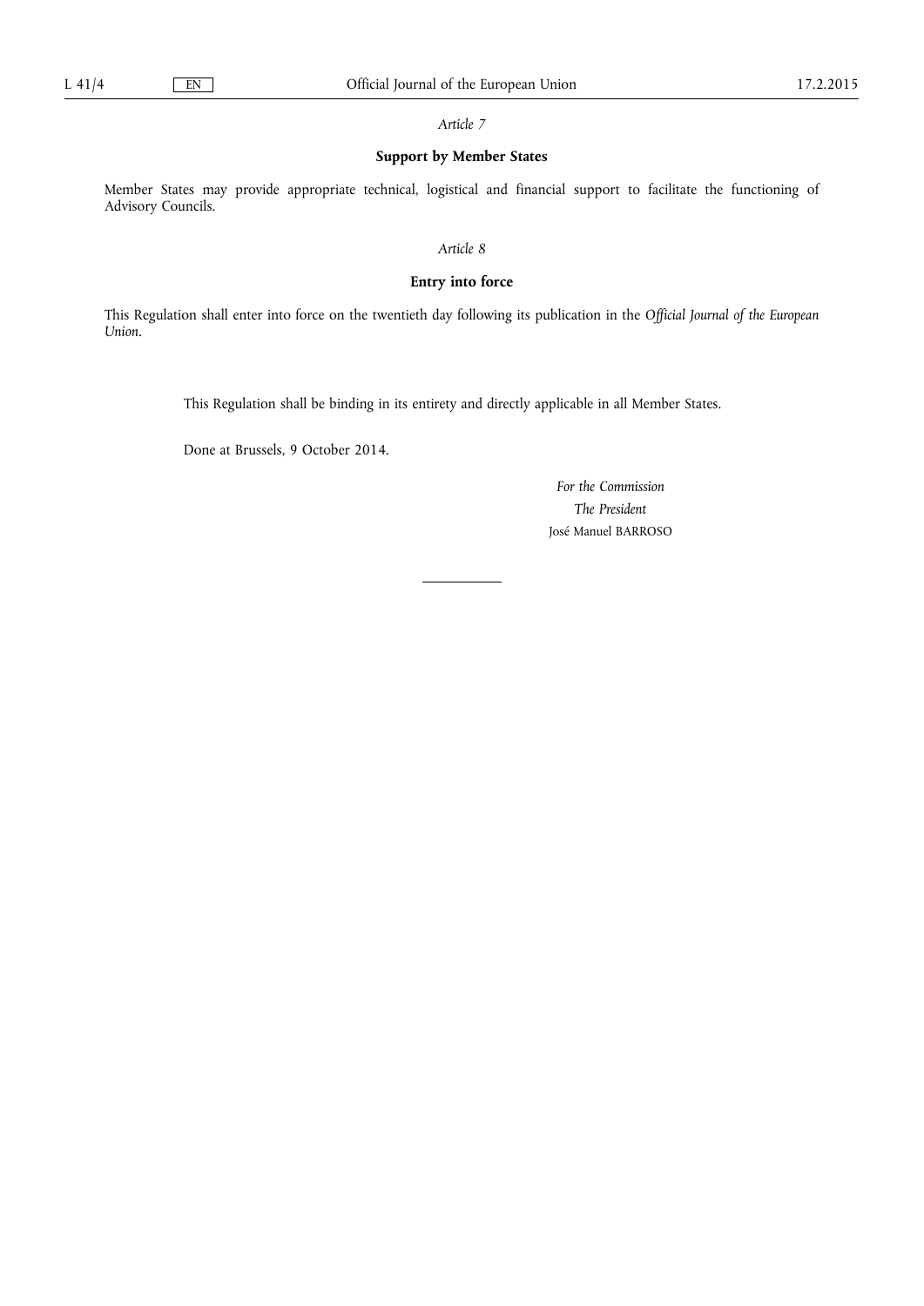*Article 7*

**Support by Member States**

Member States may provide appropriate technical, logistical and financial support to facilitate the functioning of Advisory Councils.

*Article 8*

**Entry into force**

This Regulation shall enter into force on the twentieth day following its publication in the *Official Journal of the European Union*.

This Regulation shall be binding in its entirety and directly applicable in all Member States.

Done at Brussels, 9 October 2014.

*For the Commission*

*The President*

José Manuel BARROSO